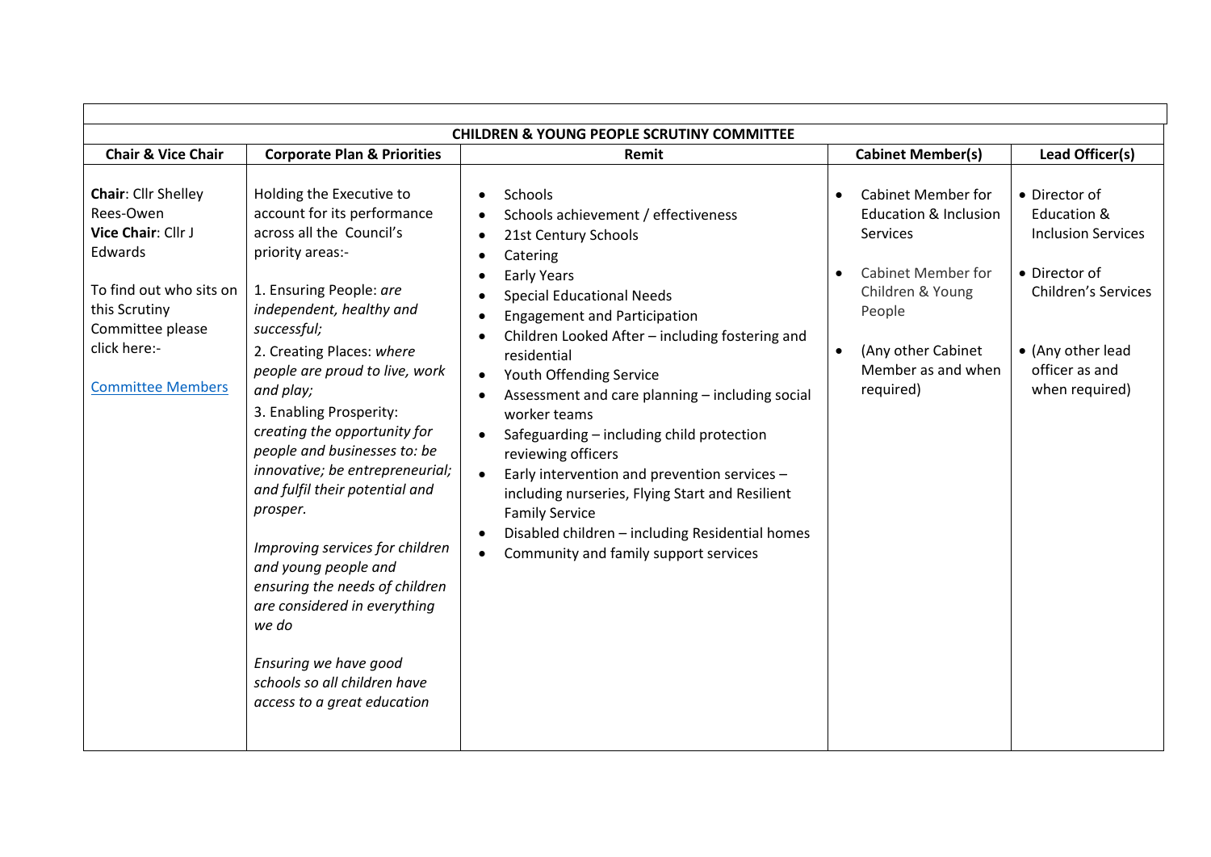| CHILDREN & YOUNG PEOPLE SCRUTINY COMMITTEE | | | | |
|---|---|---|---|---|
| **Chair & Vice Chair** | **Corporate Plan & Priorities** | **Remit** | **Cabinet Member(s)** | **Lead Officer(s)** |
| **Chair**: Cllr Shelley Rees-Owen<br>**Vice Chair**: Cllr J Edwards<br><br>To find out who sits on this Scrutiny Committee please click here:-<br><br>[Committee Members]() | Holding the Executive to account for its performance across all the Council's priority areas:-<br><br>1. Ensuring People: *are independent, healthy and successful;*<br>2. Creating Places: *where people are proud to live, work and play;*<br>3. Enabling Prosperity: *creating the opportunity for people and businesses to: be innovative; be entrepreneurial; and fulfil their potential and prosper.*<br><br>*Improving services for children and young people and ensuring the needs of children are considered in everything we do*<br><br>*Ensuring we have good schools so all children have access to a great education* | • Schools<br>• Schools achievement / effectiveness<br>• 21st Century Schools<br>• Catering<br>• Early Years<br>• Special Educational Needs<br>• Engagement and Participation<br>• Children Looked After – including fostering and residential<br>• Youth Offending Service<br>• Assessment and care planning – including social worker teams<br>• Safeguarding – including child protection reviewing officers<br>• Early intervention and prevention services – including nurseries, Flying Start and Resilient Family Service<br>• Disabled children – including Residential homes<br>• Community and family support services | • Cabinet Member for Education & Inclusion Services<br><br>• Cabinet Member for Children & Young People<br><br>• (Any other Cabinet Member as and when required) | • Director of Education & Inclusion Services<br><br>• Director of Children's Services<br><br>• (Any other lead officer as and when required) |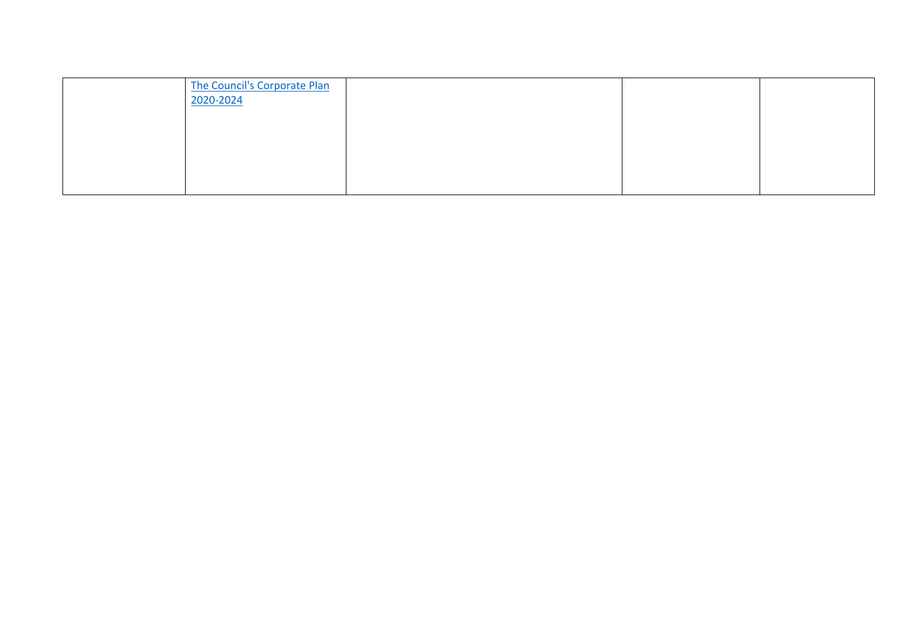| | | | | |
|---|---|---|---|---|
| | [The Council's Corporate Plan 2020-2024] | | | |